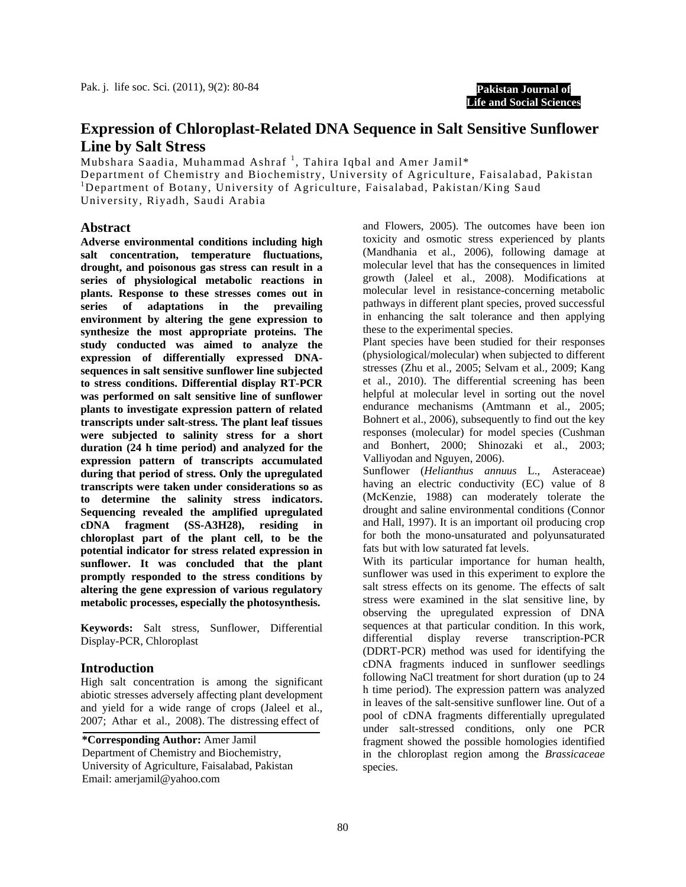# Expression of Chloroplast-Related DNA Sequence in Salt Sensitive Sunflower Line by Salt Stress

Mubshara Saadia, Muhammad Ashraf [1], Tahira Iqbal and Amer Jamil*

Department of Chemistry and Biochemistry, University of Agriculture, Faisalabad, Pakistan
[1]Department of Botany, University of Agriculture, Faisalabad, Pakistan/King Saud University, Riyadh, Saudi Arabia

## Abstract

**Adverse environmental conditions including high salt concentration, temperature fluctuations, drought, and poisonous gas stress can result in a series of physiological metabolic reactions in plants. Response to these stresses comes out in series of adaptations in the prevailing environment by altering the gene expression to synthesize the most appropriate proteins. The study conducted was aimed to analyze the expression of differentially expressed DNA-sequences in salt sensitive sunflower line subjected to stress conditions. Differential display RT-PCR was performed on salt sensitive line of sunflower plants to investigate expression pattern of related transcripts under salt-stress. The plant leaf tissues were subjected to salinity stress for a short duration (24 h time period) and analyzed for the expression pattern of transcripts accumulated during that period of stress. Only the upregulated transcripts were taken under considerations so as to determine the salinity stress indicators. Sequencing revealed the amplified upregulated cDNA fragment (SS-A3H28), residing in chloroplast part of the plant cell, to be the potential indicator for stress related expression in sunflower. It was concluded that the plant promptly responded to the stress conditions by altering the gene expression of various regulatory metabolic processes, especially the photosynthesis.**

**Keywords:** Salt stress, Sunflower, Differential Display-PCR, Chloroplast

## Introduction

High salt concentration is among the significant abiotic stresses adversely affecting plant development and yield for a wide range of crops (Jaleel et al., 2007; Athar et al., 2008). The distressing effect of and Flowers, 2005). The outcomes have been ion toxicity and osmotic stress experienced by plants (Mandhania et al., 2006), following damage at molecular level that has the consequences in limited growth (Jaleel et al., 2008). Modifications at molecular level in resistance-concerning metabolic pathways in different plant species, proved successful in enhancing the salt tolerance and then applying these to the experimental species.

Plant species have been studied for their responses (physiological/molecular) when subjected to different stresses (Zhu et al., 2005; Selvam et al., 2009; Kang et al., 2010). The differential screening has been helpful at molecular level in sorting out the novel endurance mechanisms (Amtmann et al., 2005; Bohnert et al., 2006), subsequently to find out the key responses (molecular) for model species (Cushman and Bonhert, 2000; Shinozaki et al., 2003; Valliyodan and Nguyen, 2006).

Sunflower (*Helianthus annuus* L., Asteraceae) having an electric conductivity (EC) value of 8 (McKenzie, 1988) can moderately tolerate the drought and saline environmental conditions (Connor and Hall, 1997). It is an important oil producing crop for both the mono-unsaturated and polyunsaturated fats but with low saturated fat levels.

With its particular importance for human health, sunflower was used in this experiment to explore the salt stress effects on its genome. The effects of salt stress were examined in the slat sensitive line, by observing the upregulated expression of DNA sequences at that particular condition. In this work, differential display reverse transcription-PCR (DDRT-PCR) method was used for identifying the cDNA fragments induced in sunflower seedlings following NaCl treatment for short duration (up to 24 h time period). The expression pattern was analyzed in leaves of the salt-sensitive sunflower line. Out of a pool of cDNA fragments differentially upregulated under salt-stressed conditions, only one PCR fragment showed the possible homologies identified in the chloroplast region among the *Brassicaceae* species.

**\*Corresponding Author:** Amer Jamil
Department of Chemistry and Biochemistry,
University of Agriculture, Faisalabad, Pakistan
Email: amerjamil@yahoo.com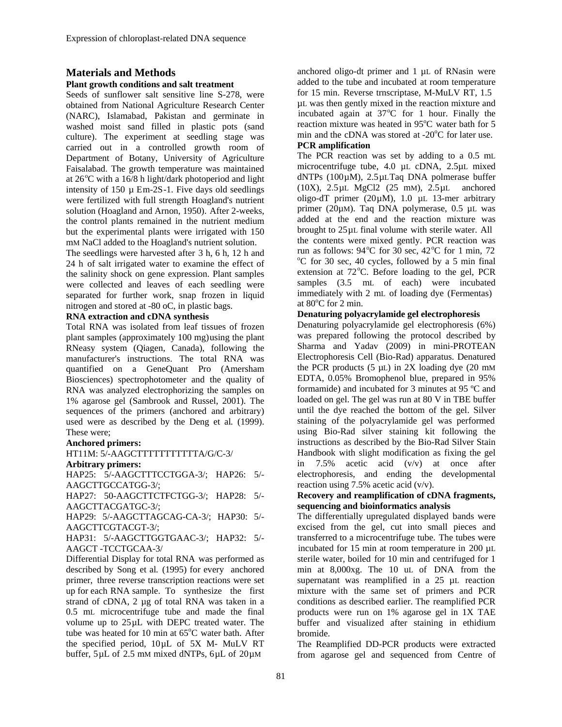## Materials and Methods

### Plant growth conditions and salt treatment

Seeds of sunflower salt sensitive line S-278, were obtained from National Agriculture Research Center (NARC), Islamabad, Pakistan and germinate in washed moist sand filled in plastic pots (sand culture). The experiment at seedling stage was carried out in a controlled growth room of Department of Botany, University of Agriculture Faisalabad. The growth temperature was maintained at 26$^o$C with a 16/8 h light/dark photoperiod and light intensity of 150 µ Em-2S-1. Five days old seedlings were fertilized with full strength Hoagland's nutrient solution (Hoagland and Arnon, 1950). After 2-weeks, the control plants remained in the nutrient medium but the experimental plants were irrigated with 150 mM NaCl added to the Hoagland's nutrient solution.

The seedlings were harvested after 3 h, 6 h, 12 h and 24 h of salt irrigated water to examine the effect of the salinity shock on gene expression. Plant samples were collected and leaves of each seedling were separated for further work, snap frozen in liquid nitrogen and stored at -80 oC, in plastic bags.

### RNA extraction and cDNA synthesis

Total RNA was isolated from leaf tissues of frozen plant samples (approximately 100 mg)using the plant RNeasy system (Qiagen, Canada), following the manufacturer's instructions. The total RNA was quantified on a GeneQuant Pro (Amersham Biosciences) spectrophotometer and the quality of RNA was analyzed electrophorizing the samples on 1% agarose gel (Sambrook and Russel, 2001). The sequences of the primers (anchored and arbitrary) used were as described by the Deng et al*.* (1999). These were;

**Anchored primers:**

HT11M: 5/-AAGCTTTTTTTTTTTA/G/C-3/

**Arbitrary primers:**

HAP25: 5/-AAGCTTTCCTGGA-3/; HAP26: 5/-AAGCTTGCCATGG-3/;

HAP27: 50-AAGCTTCTFCTGG-3/; HAP28: 5/-AAGCTTACGATGC-3/;

HAP29: 5/-AAGCTTAGCAG-CA-3/; HAP30: 5/-AAGCTTCGTACGT-3/;

HAP31: 5/-AAGCTTGGTGAAC-3/; HAP32: 5/-AAGCT -TCCTGCAA-3/

Differential Display for total RNA was performed as described by Song et al*.* (1995) for every anchored primer, three reverse transcription reactions were set up for each RNA sample. To synthesize the first strand of cDNA, 2 µg of total RNA was taken in a 0.5 mL microcentrifuge tube and made the final volume up to 25µL with DEPC treated water. The tube was heated for 10 min at 65$^o$C water bath. After the specified period, 10µL of 5X M- MuLV RT buffer, 5µL of 2.5 mM mixed dNTPs, 6µL of 20µM anchored oligo-dt primer and 1 µL of RNasin were added to the tube and incubated at room temperature for 15 min. Reverse trnscriptase, M-MuLV RT, 1.5 µL was then gently mixed in the reaction mixture and incubated again at 37$^o$C for 1 hour. Finally the reaction mixture was heated in 95$^o$C water bath for 5 min and the cDNA was stored at -20$^o$C for later use.

### PCR amplification

The PCR reaction was set by adding to a 0.5 mL microcentrifuge tube, 4.0 µL cDNA, 2.5µL mixed dNTPs (100µM), 2.5µL Taq DNA polmerase buffer (10X), 2.5µL MgCl2 (25 mM), 2.5µL anchored oligo-dT primer (20µM), 1.0 µL 13-mer arbitrary primer (20µM). Taq DNA polymerase, 0.5 µL was added at the end and the reaction mixture was brought to 25µL final volume with sterile water. All the contents were mixed gently. PCR reaction was run as follows: 94$^o$C for 30 sec, 42$^o$C for 1 min, 72 $^o$C for 30 sec, 40 cycles, followed by a 5 min final extension at 72$^o$C. Before loading to the gel, PCR samples (3.5 mL of each) were incubated immediately with 2 mL of loading dye (Fermentas) at 80$^o$C for 2 min.

### Denaturing polyacrylamide gel electrophoresis

Denaturing polyacrylamide gel electrophoresis (6%) was prepared following the protocol described by Sharma and Yadav (2009) in mini-PROTEAN Electrophoresis Cell (Bio-Rad) apparatus. Denatured the PCR products (5 µL) in 2X loading dye (20 mM EDTA, 0.05% Bromophenol blue, prepared in 95% formamide) and incubated for 3 minutes at 95 ºC and loaded on gel. The gel was run at 80 V in TBE buffer until the dye reached the bottom of the gel. Silver staining of the polyacrylamide gel was performed using Bio-Rad silver staining kit following the instructions as described by the Bio-Rad Silver Stain Handbook with slight modification as fixing the gel in 7.5% acetic acid (v/v) at once after electrophoresis, and ending the developmental reaction using 7.5% acetic acid (v/v).

### Recovery and reamplification of cDNA fragments, sequencing and bioinformatics analysis

The differentially upregulated displayed bands were excised from the gel, cut into small pieces and transferred to a microcentrifuge tube. The tubes were incubated for 15 min at room temperature in 200 µL sterile water, boiled for 10 min and centrifuged for 1 min at 8,000xg. The 10 uL of DNA from the supernatant was reamplified in a 25 µL reaction mixture with the same set of primers and PCR conditions as described earlier. The reamplified PCR products were run on 1% agarose gel in 1X TAE buffer and visualized after staining in ethidium bromide.

The Reamplified DD-PCR products were extracted from agarose gel and sequenced from Centre of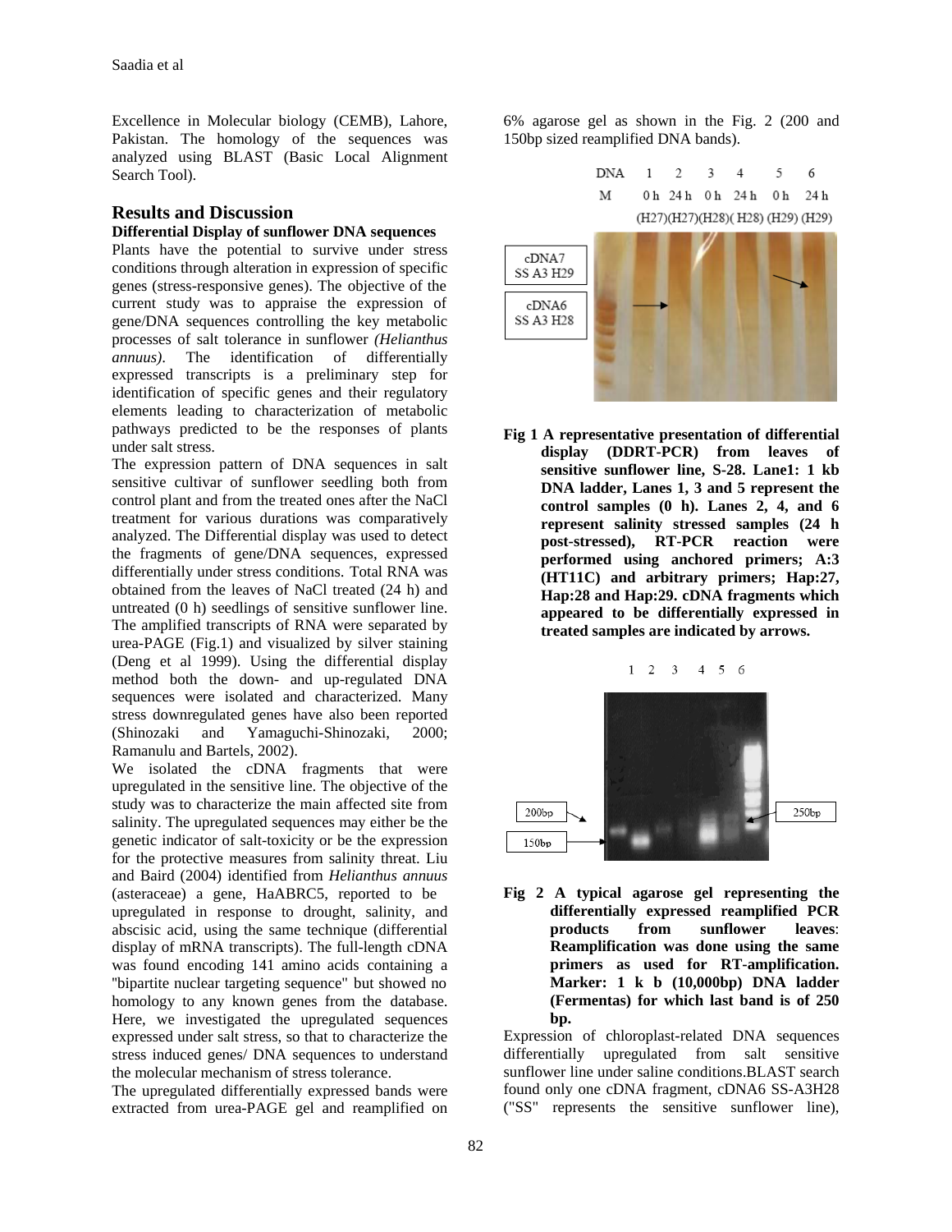Excellence in Molecular biology (CEMB), Lahore, Pakistan. The homology of the sequences was analyzed using BLAST (Basic Local Alignment Search Tool).

## Results and Discussion

### Differential Display of sunflower DNA sequences

Plants have the potential to survive under stress conditions through alteration in expression of specific genes (stress-responsive genes). The objective of the current study was to appraise the expression of gene/DNA sequences controlling the key metabolic processes of salt tolerance in sunflower *(Helianthus annuus)*. The identification of differentially expressed transcripts is a preliminary step for identification of specific genes and their regulatory elements leading to characterization of metabolic pathways predicted to be the responses of plants under salt stress.

The expression pattern of DNA sequences in salt sensitive cultivar of sunflower seedling both from control plant and from the treated ones after the NaCl treatment for various durations was comparatively analyzed. The Differential display was used to detect the fragments of gene/DNA sequences, expressed differentially under stress conditions. Total RNA was obtained from the leaves of NaCl treated (24 h) and untreated (0 h) seedlings of sensitive sunflower line. The amplified transcripts of RNA were separated by urea-PAGE (Fig.1) and visualized by silver staining (Deng et al 1999). Using the differential display method both the down- and up-regulated DNA sequences were isolated and characterized. Many stress downregulated genes have also been reported (Shinozaki and Yamaguchi-Shinozaki, 2000; Ramanulu and Bartels, 2002).

We isolated the cDNA fragments that were upregulated in the sensitive line. The objective of the study was to characterize the main affected site from salinity. The upregulated sequences may either be the genetic indicator of salt-toxicity or be the expression for the protective measures from salinity threat. Liu and Baird (2004) identified from *Helianthus annuus* (asteraceae) a gene, HaABRC5, reported to be upregulated in response to drought, salinity, and abscisic acid, using the same technique (differential display of mRNA transcripts). The full-length cDNA was found encoding 141 amino acids containing a "bipartite nuclear targeting sequence" but showed no homology to any known genes from the database. Here, we investigated the upregulated sequences expressed under salt stress, so that to characterize the stress induced genes/ DNA sequences to understand the molecular mechanism of stress tolerance.

The upregulated differentially expressed bands were extracted from urea-PAGE gel and reamplified on 6% agarose gel as shown in the Fig. 2 (200 and 150bp sized reamplified DNA bands).

**Fig 1 A representative presentation of differential display (DDRT-PCR) from leaves of sensitive sunflower line, S-28. Lane1: 1 kb DNA ladder, Lanes 1, 3 and 5 represent the control samples (0 h). Lanes 2, 4, and 6 represent salinity stressed samples (24 h post-stressed), RT-PCR reaction were performed using anchored primers; A:3 (HT11C) and arbitrary primers; Hap:27, Hap:28 and Hap:29. cDNA fragments which appeared to be differentially expressed in treated samples are indicated by arrows.**

**Fig 2 A typical agarose gel representing the differentially expressed reamplified PCR products from sunflower leaves: Reamplification was done using the same primers as used for RT-amplification. Marker: 1 k b (10,000bp) DNA ladder (Fermentas) for which last band is of 250 bp.**

Expression of chloroplast-related DNA sequences differentially upregulated from salt sensitive sunflower line under saline conditions.BLAST search found only one cDNA fragment, cDNA6 SS-A3H28 ("SS" represents the sensitive sunflower line),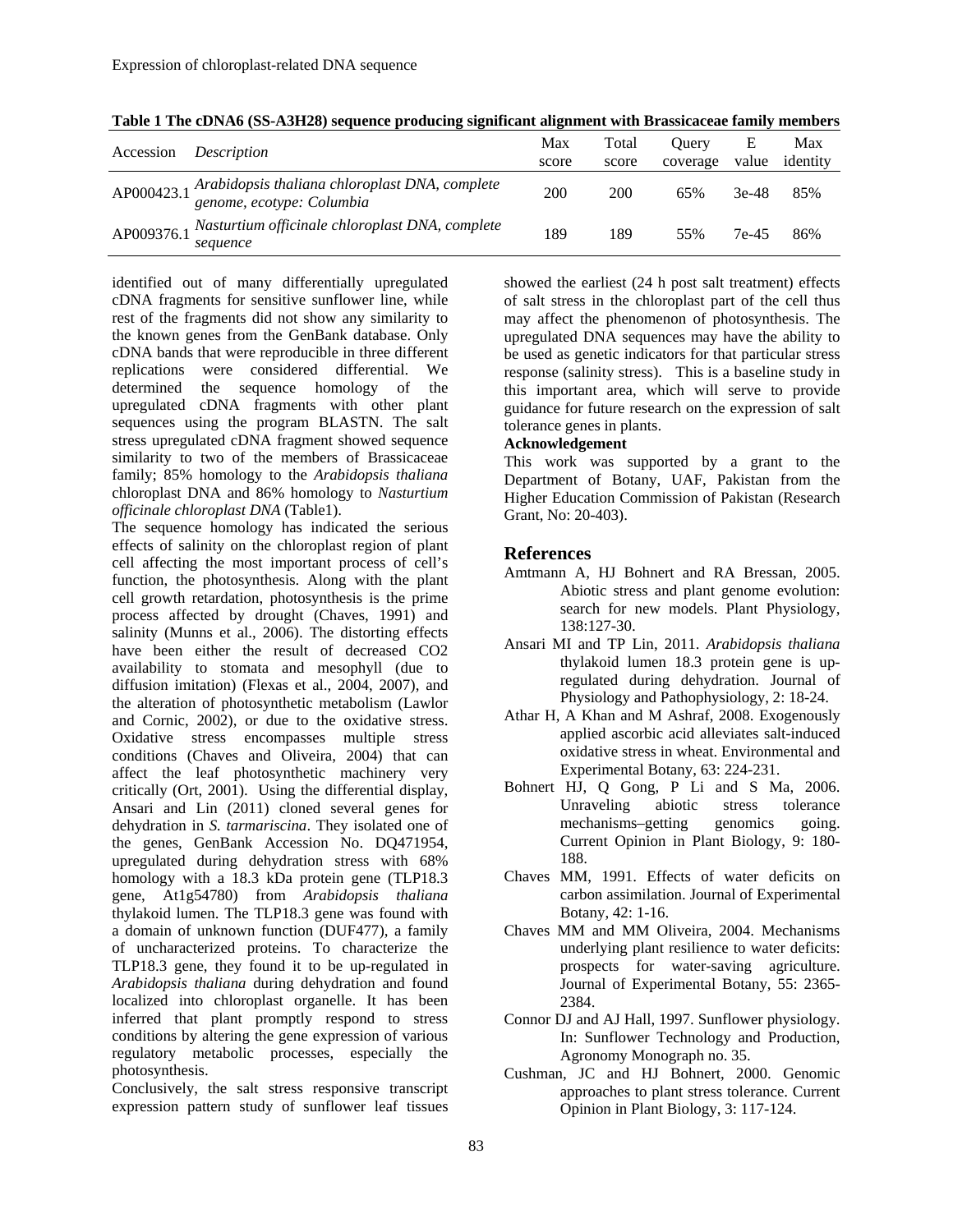**Table 1 The cDNA6 (SS-A3H28) sequence producing significant alignment with Brassicaceae family members**

| Accession | *Description* | Max score | Total score | Query coverage | E value | Max identity |
|---|---|---|---|---|---|---|
| AP000423.1 | *Arabidopsis thaliana chloroplast DNA, complete genome, ecotype: Columbia* | 200 | 200 | 65% | 3e-48 | 85% |
| AP009376.1 | *Nasturtium officinale chloroplast DNA, complete sequence* | 189 | 189 | 55% | 7e-45 | 86% |

identified out of many differentially upregulated cDNA fragments for sensitive sunflower line, while rest of the fragments did not show any similarity to the known genes from the GenBank database. Only cDNA bands that were reproducible in three different replications were considered differential. We determined the sequence homology of the upregulated cDNA fragments with other plant sequences using the program BLASTN. The salt stress upregulated cDNA fragment showed sequence similarity to two of the members of Brassicaceae family; 85% homology to the *Arabidopsis thaliana* chloroplast DNA and 86% homology to *Nasturtium officinale chloroplast DNA* (Table1).

The sequence homology has indicated the serious effects of salinity on the chloroplast region of plant cell affecting the most important process of cell's function, the photosynthesis. Along with the plant cell growth retardation, photosynthesis is the prime process affected by drought (Chaves, 1991) and salinity (Munns et al., 2006). The distorting effects have been either the result of decreased $CO_2$ availability to stomata and mesophyll (due to diffusion imitation) (Flexas et al., 2004, 2007), and the alteration of photosynthetic metabolism (Lawlor and Cornic, 2002), or due to the oxidative stress. Oxidative stress encompasses multiple stress conditions (Chaves and Oliveira, 2004) that can affect the leaf photosynthetic machinery very critically (Ort, 2001). Using the differential display, Ansari and Lin (2011) cloned several genes for dehydration in *S. tarmariscina*. They isolated one of the genes, GenBank Accession No. DQ471954, upregulated during dehydration stress with 68% homology with a 18.3 kDa protein gene (TLP18.3 gene, At1g54780) from *Arabidopsis thaliana* thylakoid lumen. The TLP18.3 gene was found with a domain of unknown function (DUF477), a family of uncharacterized proteins. To characterize the TLP18.3 gene, they found it to be up-regulated in *Arabidopsis thaliana* during dehydration and found localized into chloroplast organelle. It has been inferred that plant promptly respond to stress conditions by altering the gene expression of various regulatory metabolic processes, especially the photosynthesis.

Conclusively, the salt stress responsive transcript expression pattern study of sunflower leaf tissues showed the earliest (24 h post salt treatment) effects of salt stress in the chloroplast part of the cell thus may affect the phenomenon of photosynthesis. The upregulated DNA sequences may have the ability to be used as genetic indicators for that particular stress response (salinity stress). This is a baseline study in this important area, which will serve to provide guidance for future research on the expression of salt tolerance genes in plants.

**Acknowledgement**

This work was supported by a grant to the Department of Botany, UAF, Pakistan from the Higher Education Commission of Pakistan (Research Grant, No: 20-403).

## References

Amtmann A, HJ Bohnert and RA Bressan, 2005. Abiotic stress and plant genome evolution: search for new models. Plant Physiology, 138:127-30.

Ansari MI and TP Lin, 2011. *Arabidopsis thaliana* thylakoid lumen 18.3 protein gene is up-regulated during dehydration. Journal of Physiology and Pathophysiology, 2: 18-24.

Athar H, A Khan and M Ashraf, 2008. Exogenously applied ascorbic acid alleviates salt-induced oxidative stress in wheat. Environmental and Experimental Botany, 63: 224-231.

Bohnert HJ, Q Gong, P Li and S Ma, 2006. Unraveling abiotic stress tolerance mechanisms–getting genomics going. Current Opinion in Plant Biology, 9: 180-188.

Chaves MM, 1991. Effects of water deficits on carbon assimilation. Journal of Experimental Botany, 42: 1-16.

Chaves MM and MM Oliveira, 2004. Mechanisms underlying plant resilience to water deficits: prospects for water-saving agriculture. Journal of Experimental Botany, 55: 2365-2384.

Connor DJ and AJ Hall, 1997. Sunflower physiology. In: Sunflower Technology and Production, Agronomy Monograph no. 35.

Cushman, JC and HJ Bohnert, 2000. Genomic approaches to plant stress tolerance. Current Opinion in Plant Biology, 3: 117-124.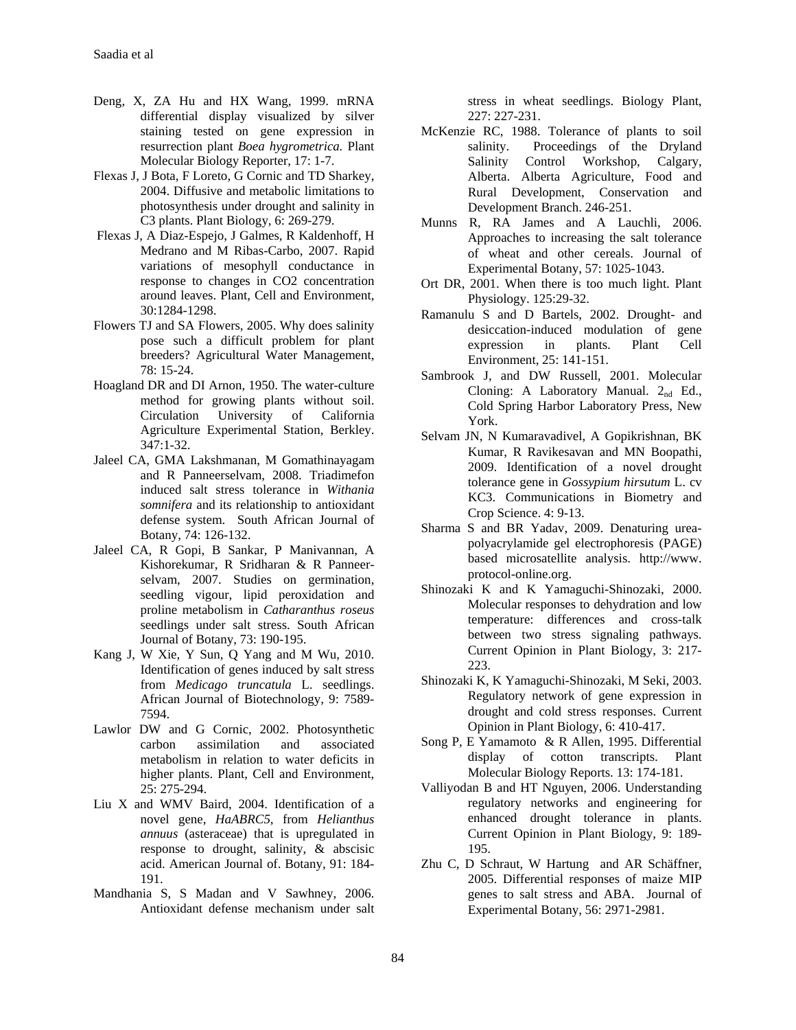Deng, X, ZA Hu and HX Wang, 1999. mRNA differential display visualized by silver staining tested on gene expression in resurrection plant *Boea hygrometrica.* Plant Molecular Biology Reporter, 17: 1-7.

Flexas J, J Bota, F Loreto, G Cornic and TD Sharkey, 2004. Diffusive and metabolic limitations to photosynthesis under drought and salinity in C3 plants. Plant Biology, 6: 269-279.

Flexas J, A Diaz-Espejo, J Galmes, R Kaldenhoff, H Medrano and M Ribas-Carbo, 2007. Rapid variations of mesophyll conductance in response to changes in CO2 concentration around leaves. Plant, Cell and Environment, 30:1284-1298.

Flowers TJ and SA Flowers, 2005. Why does salinity pose such a difficult problem for plant breeders? Agricultural Water Management, 78: 15-24.

Hoagland DR and DI Arnon, 1950. The water-culture method for growing plants without soil. Circulation University of California Agriculture Experimental Station, Berkley. 347:1-32.

Jaleel CA, GMA Lakshmanan, M Gomathinayagam and R Panneerselvam, 2008. Triadimefon induced salt stress tolerance in *Withania somnifera* and its relationship to antioxidant defense system. South African Journal of Botany, 74: 126-132.

Jaleel CA, R Gopi, B Sankar, P Manivannan, A Kishorekumar, R Sridharan & R Panneerselvam, 2007. Studies on germination, seedling vigour, lipid peroxidation and proline metabolism in *Catharanthus roseus* seedlings under salt stress. South African Journal of Botany, 73: 190-195.

Kang J, W Xie, Y Sun, Q Yang and M Wu, 2010. Identification of genes induced by salt stress from *Medicago truncatula* L. seedlings. African Journal of Biotechnology, 9: 7589-7594.

Lawlor DW and G Cornic, 2002. Photosynthetic carbon assimilation and associated metabolism in relation to water deficits in higher plants. Plant, Cell and Environment, 25: 275-294.

Liu X and WMV Baird, 2004. Identification of a novel gene, *HaABRC5*, from *Helianthus annuus* (asteraceae) that is upregulated in response to drought, salinity, & abscisic acid. American Journal of. Botany, 91: 184-191.

Mandhania S, S Madan and V Sawhney, 2006. Antioxidant defense mechanism under salt stress in wheat seedlings. Biology Plant, 227: 227-231.

McKenzie RC, 1988. Tolerance of plants to soil salinity. Proceedings of the Dryland Salinity Control Workshop, Calgary, Alberta. Alberta Agriculture, Food and Rural Development, Conservation and Development Branch. 246-251.

Munns R, RA James and A Lauchli, 2006. Approaches to increasing the salt tolerance of wheat and other cereals. Journal of Experimental Botany, 57: 1025-1043.

Ort DR, 2001. When there is too much light. Plant Physiology. 125:29-32.

Ramanulu S and D Bartels, 2002. Drought- and desiccation-induced modulation of gene expression in plants. Plant Cell Environment, 25: 141-151.

Sambrook J, and DW Russell, 2001. Molecular Cloning: A Laboratory Manual. $2_{nd}$ Ed., Cold Spring Harbor Laboratory Press, New York.

Selvam JN, N Kumaravadivel, A Gopikrishnan, BK Kumar, R Ravikesavan and MN Boopathi, 2009. Identification of a novel drought tolerance gene in *Gossypium hirsutum* L. cv KC3. Communications in Biometry and Crop Science. 4: 9-13.

Sharma S and BR Yadav, 2009. Denaturing urea-polyacrylamide gel electrophoresis (PAGE) based microsatellite analysis. http://www.protocol-online.org.

Shinozaki K and K Yamaguchi-Shinozaki, 2000. Molecular responses to dehydration and low temperature: differences and cross-talk between two stress signaling pathways. Current Opinion in Plant Biology, 3: 217-223.

Shinozaki K, K Yamaguchi-Shinozaki, M Seki, 2003. Regulatory network of gene expression in drought and cold stress responses. Current Opinion in Plant Biology, 6: 410-417.

Song P, E Yamamoto & R Allen, 1995. Differential display of cotton transcripts. Plant Molecular Biology Reports. 13: 174-181.

Valliyodan B and HT Nguyen, 2006. Understanding regulatory networks and engineering for enhanced drought tolerance in plants. Current Opinion in Plant Biology, 9: 189-195.

Zhu C, D Schraut, W Hartung and AR Schäffner, 2005. Differential responses of maize MIP genes to salt stress and ABA. Journal of Experimental Botany, 56: 2971-2981.